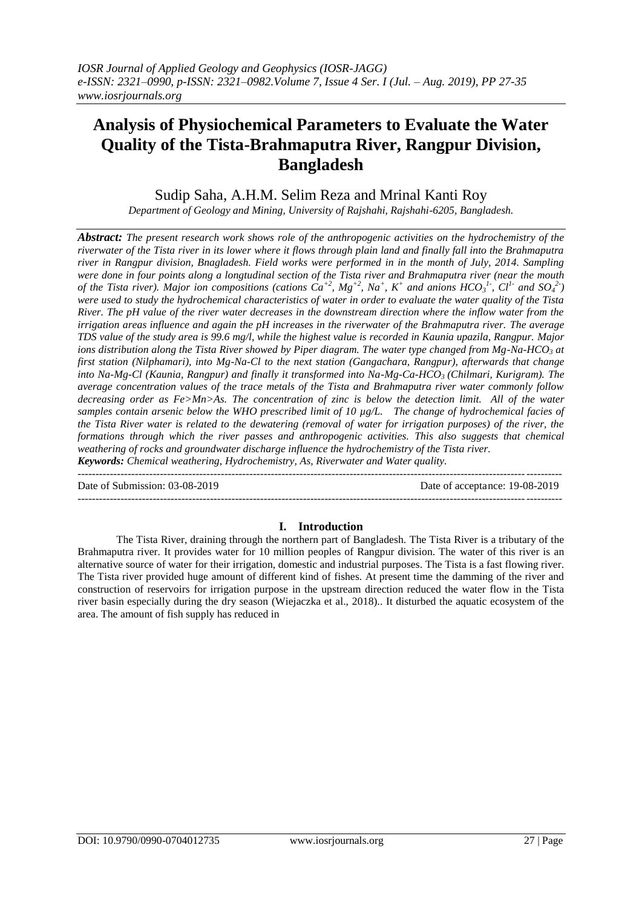# Analysis of Physiochemical Parameters to Evaluate the Water Quality of the Tista-Brahmaputra River, Rangpur Division, Bangladesh

Sudip Saha, A.H.M. Selim Reza and Mrinal Kanti Roy

*Department of Geology and Mining, University of Rajshahi, Rajshahi-6205, Bangladesh.*

***Abstract:*** *The present research work shows role of the anthropogenic activities on the hydrochemistry of the riverwater of the Tista river in its lower where it flows through plain land and finally fall into the Brahmaputra river in Rangpur division, Bnagladesh. Field works were performed in in the month of July, 2014. Sampling were done in four points along a longtudinal section of the Tista river and Brahmaputra river (near the mouth of the Tista river). Major ion compositions (cations $Ca^{+2}$, $Mg^{+2}$, $Na^{+}$, $K^{+}$ and anions $HCO_3^{1-}$, $Cl^{1-}$ and $SO_4^{2-}$) were used to study the hydrochemical characteristics of water in order to evaluate the water quality of the Tista River. The pH value of the river water decreases in the downstream direction where the inflow water from the irrigation areas influence and again the pH increases in the riverwater of the Brahmaputra river. The average TDS value of the study area is 99.6 mg/l, while the highest value is recorded in Kaunia upazila, Rangpur. Major ions distribution along the Tista River showed by Piper diagram. The water type changed from Mg-Na-$HCO_3$ at first station (Nilphamari), into Mg-Na-Cl to the next station (Gangachara, Rangpur), afterwards that change into Na-Mg-Cl (Kaunia, Rangpur) and finally it transformed into Na-Mg-Ca-$HCO_3$ (Chilmari, Kurigram). The average concentration values of the trace metals of the Tista and Brahmaputra river water commonly follow decreasing order as Fe>Mn>As. The concentration of zinc is below the detection limit. All of the water samples contain arsenic below the WHO prescribed limit of 10 µg/L. The change of hydrochemical facies of the Tista River water is related to the dewatering (removal of water for irrigation purposes) of the river, the formations through which the river passes and anthropogenic activities. This also suggests that chemical weathering of rocks and groundwater discharge influence the hydrochemistry of the Tista river.*

***Keywords:*** *Chemical weathering, Hydrochemistry, As, Riverwater and Water quality.*

Date of Submission: 03-08-2019 Date of acceptance: 19-08-2019

## I. Introduction

The Tista River, draining through the northern part of Bangladesh. The Tista River is a tributary of the Brahmaputra river. It provides water for 10 million peoples of Rangpur division. The water of this river is an alternative source of water for their irrigation, domestic and industrial purposes. The Tista is a fast flowing river. The Tista river provided huge amount of different kind of fishes. At present time the damming of the river and construction of reservoirs for irrigation purpose in the upstream direction reduced the water flow in the Tista river basin especially during the dry season (Wiejaczka et al., 2018).. It disturbed the aquatic ecosystem of the area. The amount of fish supply has reduced in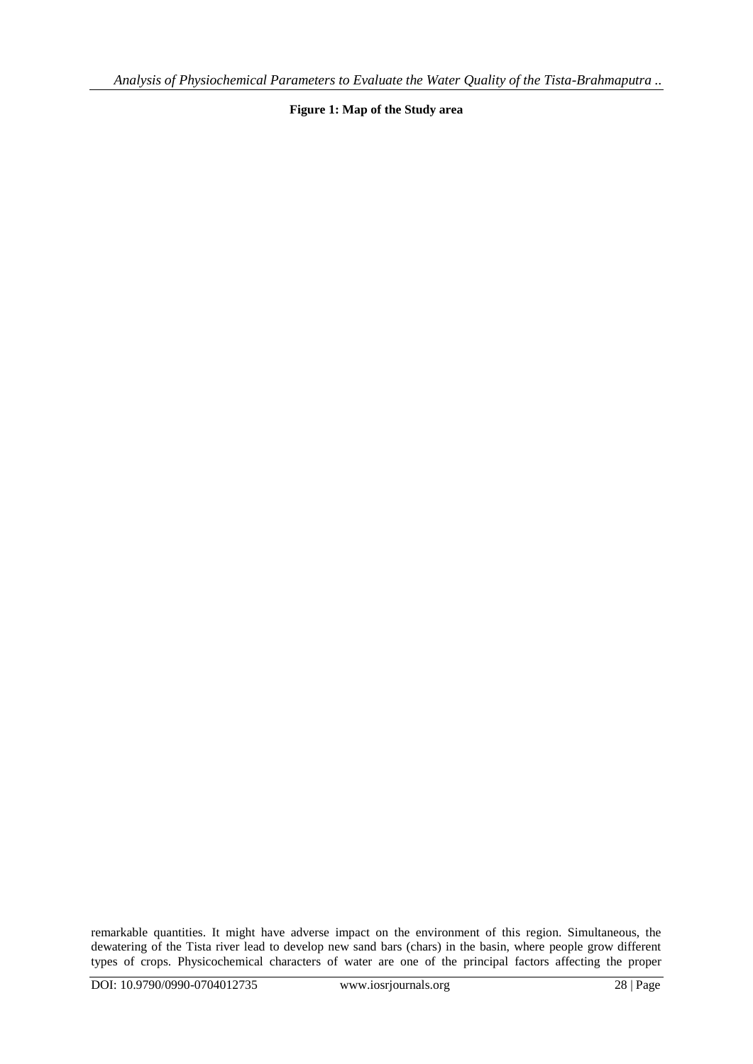**Figure 1: Map of the Study area**

remarkable quantities. It might have adverse impact on the environment of this region. Simultaneous, the dewatering of the Tista river lead to develop new sand bars (chars) in the basin, where people grow different types of crops. Physicochemical characters of water are one of the principal factors affecting the proper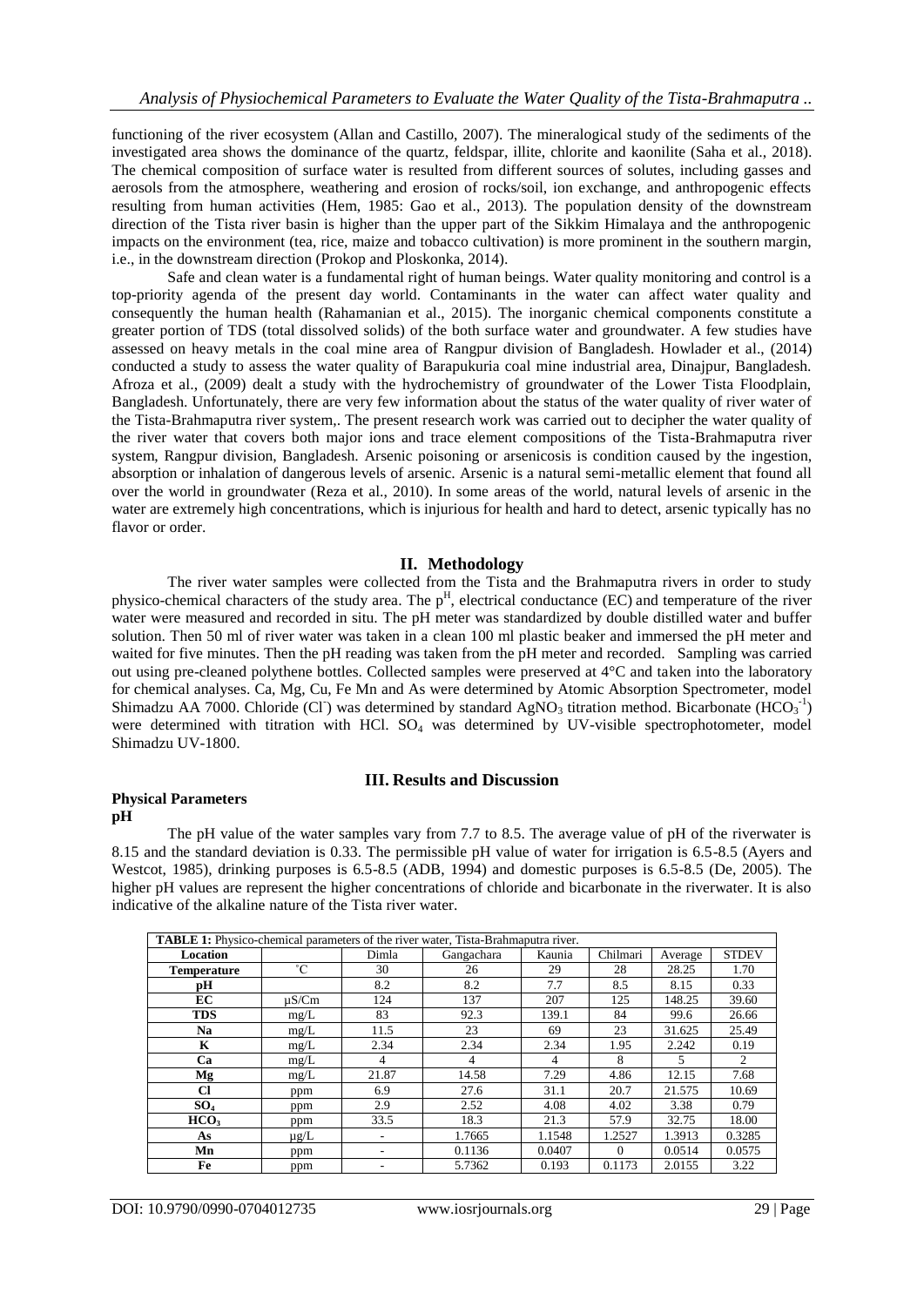functioning of the river ecosystem (Allan and Castillo, 2007). The mineralogical study of the sediments of the investigated area shows the dominance of the quartz, feldspar, illite, chlorite and kaonilite (Saha et al., 2018). The chemical composition of surface water is resulted from different sources of solutes, including gasses and aerosols from the atmosphere, weathering and erosion of rocks/soil, ion exchange, and anthropogenic effects resulting from human activities (Hem, 1985: Gao et al., 2013). The population density of the downstream direction of the Tista river basin is higher than the upper part of the Sikkim Himalaya and the anthropogenic impacts on the environment (tea, rice, maize and tobacco cultivation) is more prominent in the southern margin, i.e., in the downstream direction (Prokop and Ploskonka, 2014).

Safe and clean water is a fundamental right of human beings. Water quality monitoring and control is a top-priority agenda of the present day world. Contaminants in the water can affect water quality and consequently the human health (Rahamanian et al., 2015). The inorganic chemical components constitute a greater portion of TDS (total dissolved solids) of the both surface water and groundwater. A few studies have assessed on heavy metals in the coal mine area of Rangpur division of Bangladesh. Howlader et al., (2014) conducted a study to assess the water quality of Barapukuria coal mine industrial area, Dinajpur, Bangladesh. Afroza et al., (2009) dealt a study with the hydrochemistry of groundwater of the Lower Tista Floodplain, Bangladesh. Unfortunately, there are very few information about the status of the water quality of river water of the Tista-Brahmaputra river system,. The present research work was carried out to decipher the water quality of the river water that covers both major ions and trace element compositions of the Tista-Brahmaputra river system, Rangpur division, Bangladesh. Arsenic poisoning or arsenicosis is condition caused by the ingestion, absorption or inhalation of dangerous levels of arsenic. Arsenic is a natural semi-metallic element that found all over the world in groundwater (Reza et al., 2010). In some areas of the world, natural levels of arsenic in the water are extremely high concentrations, which is injurious for health and hard to detect, arsenic typically has no flavor or order.

## II. Methodology

The river water samples were collected from the Tista and the Brahmaputra rivers in order to study physico-chemical characters of the study area. The $p^H$, electrical conductance (EC) and temperature of the river water were measured and recorded in situ. The pH meter was standardized by double distilled water and buffer solution. Then 50 ml of river water was taken in a clean 100 ml plastic beaker and immersed the pH meter and waited for five minutes. Then the pH reading was taken from the pH meter and recorded. Sampling was carried out using pre-cleaned polythene bottles. Collected samples were preserved at 4°C and taken into the laboratory for chemical analyses. Ca, Mg, Cu, Fe Mn and As were determined by Atomic Absorption Spectrometer, model Shimadzu AA 7000. Chloride ($Cl^-$) was determined by standard $AgNO_3$ titration method. Bicarbonate ($HCO_3^{-1}$) were determined with titration with HCl. $SO_4$ was determined by UV-visible spectrophotometer, model Shimadzu UV-1800.

## III. Results and Discussion

### Physical Parameters

#### pH

The pH value of the water samples vary from 7.7 to 8.5. The average value of pH of the riverwater is 8.15 and the standard deviation is 0.33. The permissible pH value of water for irrigation is 6.5-8.5 (Ayers and Westcot, 1985), drinking purposes is 6.5-8.5 (ADB, 1994) and domestic purposes is 6.5-8.5 (De, 2005). The higher pH values are represent the higher concentrations of chloride and bicarbonate in the riverwater. It is also indicative of the alkaline nature of the Tista river water.

**TABLE 1:** Physico-chemical parameters of the river water, Tista-Brahmaputra river.

| Location | | Dimla | Gangachara | Kaunia | Chilmari | Average | STDEV |
|---|---|---|---|---|---|---|---|
| **Temperature** | °C | 30 | 26 | 29 | 28 | 28.25 | 1.70 |
| **pH** | | 8.2 | 8.2 | 7.7 | 8.5 | 8.15 | 0.33 |
| **EC** | µS/Cm | 124 | 137 | 207 | 125 | 148.25 | 39.60 |
| **TDS** | mg/L | 83 | 92.3 | 139.1 | 84 | 99.6 | 26.66 |
| **Na** | mg/L | 11.5 | 23 | 69 | 23 | 31.625 | 25.49 |
| **K** | mg/L | 2.34 | 2.34 | 2.34 | 1.95 | 2.242 | 0.19 |
| **Ca** | mg/L | 4 | 4 | 4 | 8 | 5 | 2 |
| **Mg** | mg/L | 21.87 | 14.58 | 7.29 | 4.86 | 12.15 | 7.68 |
| **Cl** | ppm | 6.9 | 27.6 | 31.1 | 20.7 | 21.575 | 10.69 |
| **$SO_4$** | ppm | 2.9 | 2.52 | 4.08 | 4.02 | 3.38 | 0.79 |
| **$HCO_3$** | ppm | 33.5 | 18.3 | 21.3 | 57.9 | 32.75 | 18.00 |
| **As** | µg/L | - | 1.7665 | 1.1548 | 1.2527 | 1.3913 | 0.3285 |
| **Mn** | ppm | - | 0.1136 | 0.0407 | 0 | 0.0514 | 0.0575 |
| **Fe** | ppm | - | 5.7362 | 0.193 | 0.1173 | 2.0155 | 3.22 |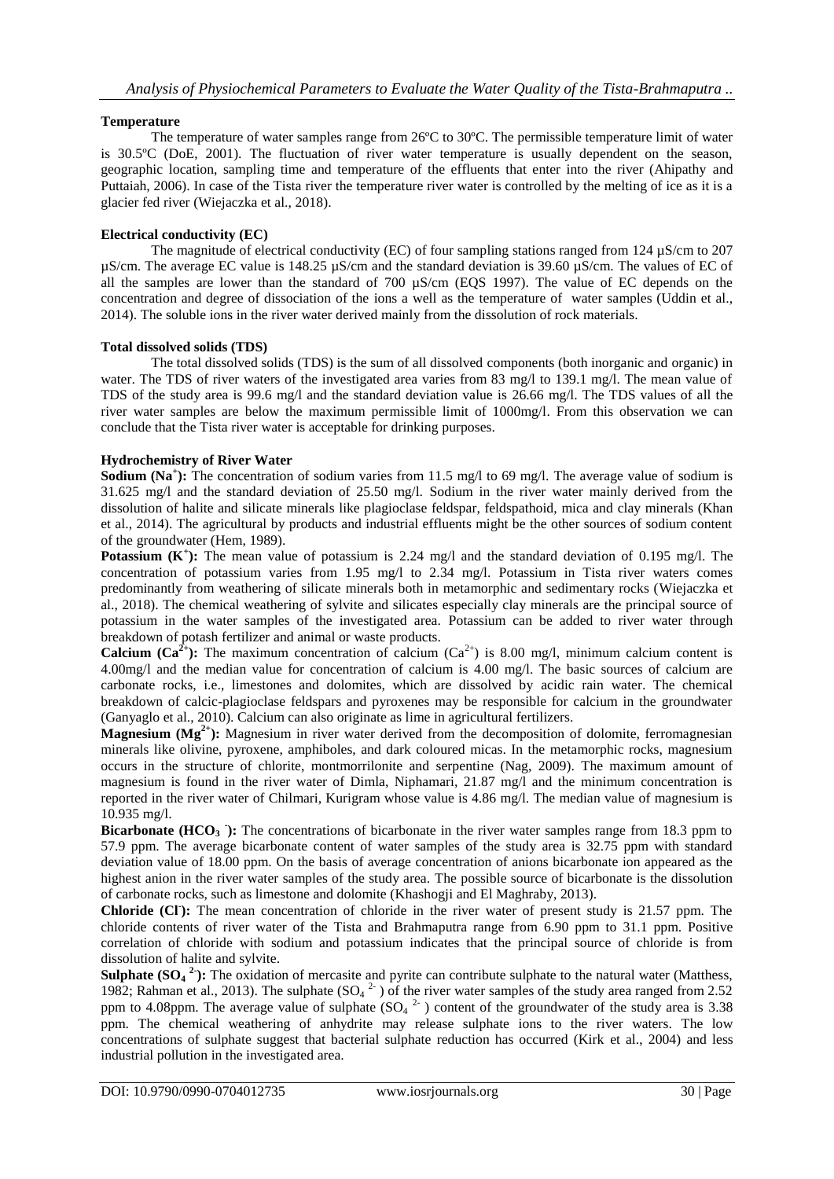### Temperature

The temperature of water samples range from 26ºC to 30ºC. The permissible temperature limit of water is 30.5ºC (DoE, 2001). The fluctuation of river water temperature is usually dependent on the season, geographic location, sampling time and temperature of the effluents that enter into the river (Ahipathy and Puttaiah, 2006). In case of the Tista river the temperature river water is controlled by the melting of ice as it is a glacier fed river (Wiejaczka et al., 2018).

### Electrical conductivity (EC)

The magnitude of electrical conductivity (EC) of four sampling stations ranged from 124 µS/cm to 207 µS/cm. The average EC value is 148.25 µS/cm and the standard deviation is 39.60 µS/cm. The values of EC of all the samples are lower than the standard of 700 µS/cm (EQS 1997). The value of EC depends on the concentration and degree of dissociation of the ions a well as the temperature of water samples (Uddin et al., 2014). The soluble ions in the river water derived mainly from the dissolution of rock materials.

### Total dissolved solids (TDS)

The total dissolved solids (TDS) is the sum of all dissolved components (both inorganic and organic) in water. The TDS of river waters of the investigated area varies from 83 mg/l to 139.1 mg/l. The mean value of TDS of the study area is 99.6 mg/l and the standard deviation value is 26.66 mg/l. The TDS values of all the river water samples are below the maximum permissible limit of 1000mg/l. From this observation we can conclude that the Tista river water is acceptable for drinking purposes.

### Hydrochemistry of River Water

**Sodium ($Na^+$):** The concentration of sodium varies from 11.5 mg/l to 69 mg/l. The average value of sodium is 31.625 mg/l and the standard deviation of 25.50 mg/l. Sodium in the river water mainly derived from the dissolution of halite and silicate minerals like plagioclase feldspar, feldspathoid, mica and clay minerals (Khan et al., 2014). The agricultural by products and industrial effluents might be the other sources of sodium content of the groundwater (Hem, 1989).

**Potassium ($K^+$):** The mean value of potassium is 2.24 mg/l and the standard deviation of 0.195 mg/l. The concentration of potassium varies from 1.95 mg/l to 2.34 mg/l. Potassium in Tista river waters comes predominantly from weathering of silicate minerals both in metamorphic and sedimentary rocks (Wiejaczka et al., 2018). The chemical weathering of sylvite and silicates especially clay minerals are the principal source of potassium in the water samples of the investigated area. Potassium can be added to river water through breakdown of potash fertilizer and animal or waste products.

**Calcium ($Ca^{2+}$):** The maximum concentration of calcium ($Ca^{2+}$) is 8.00 mg/l, minimum calcium content is 4.00mg/l and the median value for concentration of calcium is 4.00 mg/l. The basic sources of calcium are carbonate rocks, i.e., limestones and dolomites, which are dissolved by acidic rain water. The chemical breakdown of calcic-plagioclase feldspars and pyroxenes may be responsible for calcium in the groundwater (Ganyaglo et al., 2010). Calcium can also originate as lime in agricultural fertilizers.

**Magnesium ($Mg^{2+}$):** Magnesium in river water derived from the decomposition of dolomite, ferromagnesian minerals like olivine, pyroxene, amphiboles, and dark coloured micas. In the metamorphic rocks, magnesium occurs in the structure of chlorite, montmorrilonite and serpentine (Nag, 2009). The maximum amount of magnesium is found in the river water of Dimla, Niphamari, 21.87 mg/l and the minimum concentration is reported in the river water of Chilmari, Kurigram whose value is 4.86 mg/l. The median value of magnesium is 10.935 mg/l.

**Bicarbonate ($HCO_3^-$):** The concentrations of bicarbonate in the river water samples range from 18.3 ppm to 57.9 ppm. The average bicarbonate content of water samples of the study area is 32.75 ppm with standard deviation value of 18.00 ppm. On the basis of average concentration of anions bicarbonate ion appeared as the highest anion in the river water samples of the study area. The possible source of bicarbonate is the dissolution of carbonate rocks, such as limestone and dolomite (Khashogji and El Maghraby, 2013).

**Chloride ($Cl^-$):** The mean concentration of chloride in the river water of present study is 21.57 ppm. The chloride contents of river water of the Tista and Brahmaputra range from 6.90 ppm to 31.1 ppm. Positive correlation of chloride with sodium and potassium indicates that the principal source of chloride is from dissolution of halite and sylvite.

**Sulphate ($SO_4^{2-}$):** The oxidation of mercasite and pyrite can contribute sulphate to the natural water (Matthess, 1982; Rahman et al., 2013). The sulphate ($SO_4^{2-}$) of the river water samples of the study area ranged from 2.52 ppm to 4.08ppm. The average value of sulphate ($SO_4^{2-}$) content of the groundwater of the study area is 3.38 ppm. The chemical weathering of anhydrite may release sulphate ions to the river waters. The low concentrations of sulphate suggest that bacterial sulphate reduction has occurred (Kirk et al., 2004) and less industrial pollution in the investigated area.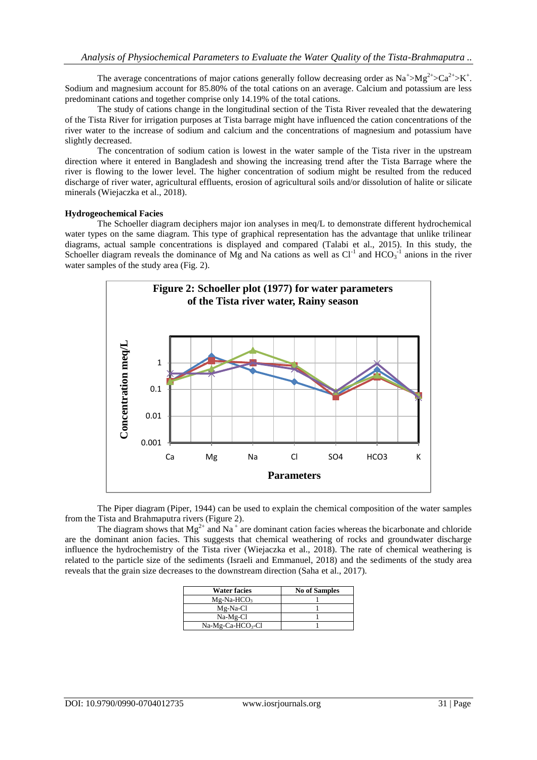The average concentrations of major cations generally follow decreasing order as $Na^{+}>Mg^{2+}>Ca^{2+}>K^{+}$. Sodium and magnesium account for 85.80% of the total cations on an average. Calcium and potassium are less predominant cations and together comprise only 14.19% of the total cations.

The study of cations change in the longitudinal section of the Tista River revealed that the dewatering of the Tista River for irrigation purposes at Tista barrage might have influenced the cation concentrations of the river water to the increase of sodium and calcium and the concentrations of magnesium and potassium have slightly decreased.

The concentration of sodium cation is lowest in the water sample of the Tista river in the upstream direction where it entered in Bangladesh and showing the increasing trend after the Tista Barrage where the river is flowing to the lower level. The higher concentration of sodium might be resulted from the reduced discharge of river water, agricultural effluents, erosion of agricultural soils and/or dissolution of halite or silicate minerals (Wiejaczka et al., 2018).

**Hydrogeochemical Facies**

The Schoeller diagram deciphers major ion analyses in meq/L to demonstrate different hydrochemical water types on the same diagram. This type of graphical representation has the advantage that unlike trilinear diagrams, actual sample concentrations is displayed and compared (Talabi et al., 2015). In this study, the Schoeller diagram reveals the dominance of Mg and Na cations as well as $Cl^{-1}$ and $HCO_3^{-1}$ anions in the river water samples of the study area (Fig. 2).

**Figure 2: Schoeller plot (1977) for water parameters of the Tista river water, Rainy season**

The Piper diagram (Piper, 1944) can be used to explain the chemical composition of the water samples from the Tista and Brahmaputra rivers (Figure 2).

The diagram shows that $Mg^{2+}$ and $Na^{+}$ are dominant cation facies whereas the bicarbonate and chloride are the dominant anion facies. This suggests that chemical weathering of rocks and groundwater discharge influence the hydrochemistry of the Tista river (Wiejaczka et al., 2018). The rate of chemical weathering is related to the particle size of the sediments (Israeli and Emmanuel, 2018) and the sediments of the study area reveals that the grain size decreases to the downstream direction (Saha et al., 2017).

| Water facies | No of Samples |
|---|---|
| Mg-Na-$HCO_3$ | 1 |
| Mg-Na-Cl | 1 |
| Na-Mg-Cl | 1 |
| Na-Mg-Ca-$HCO_3$-Cl | 1 |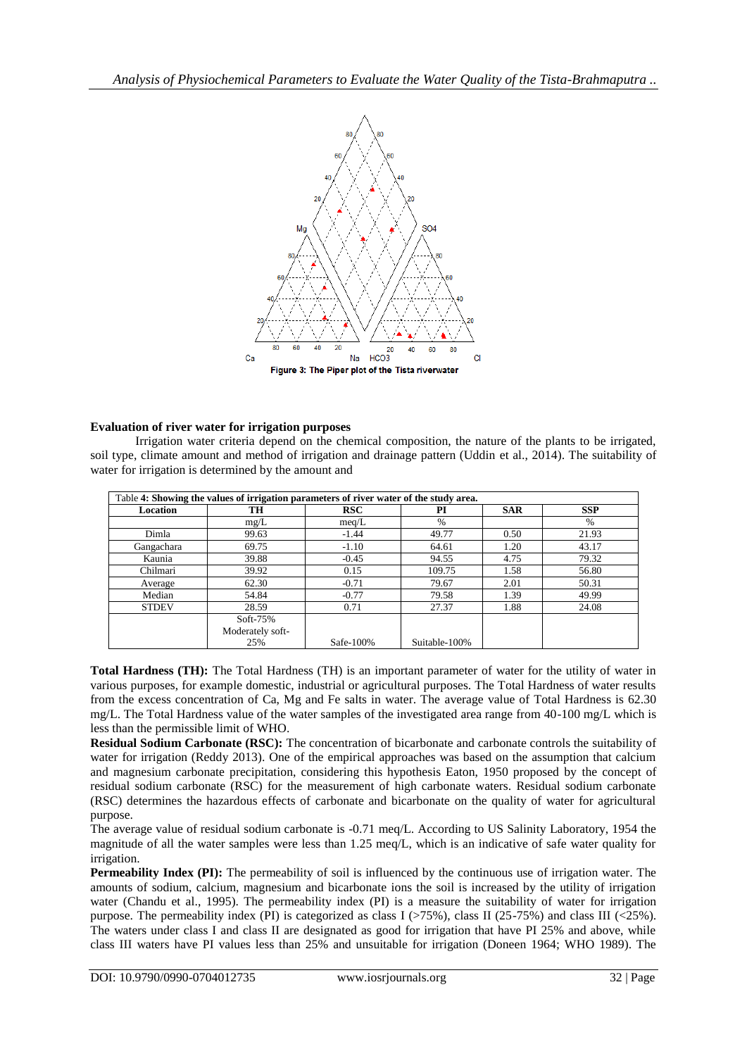Figure 3: The Piper plot of the Tista riverwater

### Evaluation of river water for irrigation purposes

Irrigation water criteria depend on the chemical composition, the nature of the plants to be irrigated, soil type, climate amount and method of irrigation and drainage pattern (Uddin et al., 2014). The suitability of water for irrigation is determined by the amount and

Table **4: Showing the values of irrigation parameters of river water of the study area.**

| Location | TH | RSC | PI | SAR | SSP |
|---|---|---|---|---|---|
| | mg/L | meq/L | % | | % |
| Dimla | 99.63 | -1.44 | 49.77 | 0.50 | 21.93 |
| Gangachara | 69.75 | -1.10 | 64.61 | 1.20 | 43.17 |
| Kaunia | 39.88 | -0.45 | 94.55 | 4.75 | 79.32 |
| Chilmari | 39.92 | 0.15 | 109.75 | 1.58 | 56.80 |
| Average | 62.30 | -0.71 | 79.67 | 2.01 | 50.31 |
| Median | 54.84 | -0.77 | 79.58 | 1.39 | 49.99 |
| STDEV | 28.59 | 0.71 | 27.37 | 1.88 | 24.08 |
| | Soft-75% Moderately soft-25% | Safe-100% | Suitable-100% | | |

**Total Hardness (TH):** The Total Hardness (TH) is an important parameter of water for the utility of water in various purposes, for example domestic, industrial or agricultural purposes. The Total Hardness of water results from the excess concentration of Ca, Mg and Fe salts in water. The average value of Total Hardness is 62.30 mg/L. The Total Hardness value of the water samples of the investigated area range from 40-100 mg/L which is less than the permissible limit of WHO.

**Residual Sodium Carbonate (RSC):** The concentration of bicarbonate and carbonate controls the suitability of water for irrigation (Reddy 2013). One of the empirical approaches was based on the assumption that calcium and magnesium carbonate precipitation, considering this hypothesis Eaton, 1950 proposed by the concept of residual sodium carbonate (RSC) for the measurement of high carbonate waters. Residual sodium carbonate (RSC) determines the hazardous effects of carbonate and bicarbonate on the quality of water for agricultural purpose.

The average value of residual sodium carbonate is -0.71 meq/L. According to US Salinity Laboratory, 1954 the magnitude of all the water samples were less than 1.25 meq/L, which is an indicative of safe water quality for irrigation.

**Permeability Index (PI):** The permeability of soil is influenced by the continuous use of irrigation water. The amounts of sodium, calcium, magnesium and bicarbonate ions the soil is increased by the utility of irrigation water (Chandu et al., 1995). The permeability index (PI) is a measure the suitability of water for irrigation purpose. The permeability index (PI) is categorized as class I (>75%), class II (25-75%) and class III (<25%). The waters under class I and class II are designated as good for irrigation that have PI 25% and above, while class III waters have PI values less than 25% and unsuitable for irrigation (Doneen 1964; WHO 1989). The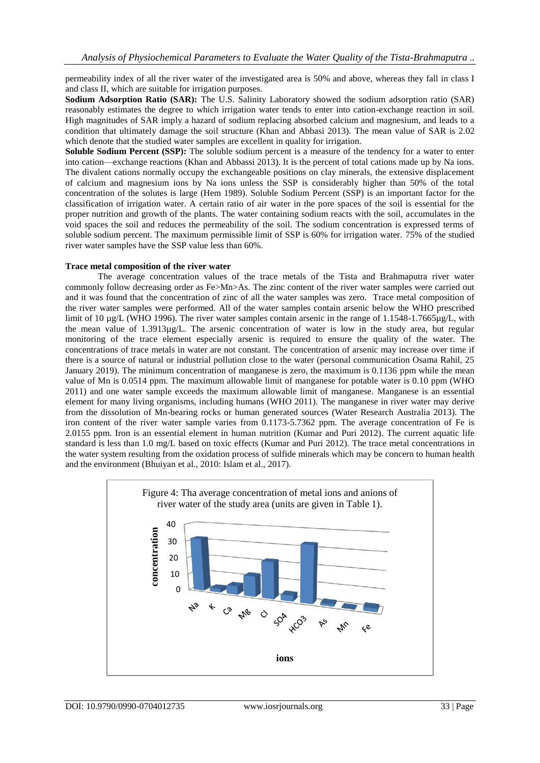permeability index of all the river water of the investigated area is 50% and above, whereas they fall in class I and class II, which are suitable for irrigation purposes.

**Sodium Adsorption Ratio (SAR):** The U.S. Salinity Laboratory showed the sodium adsorption ratio (SAR) reasonably estimates the degree to which irrigation water tends to enter into cation-exchange reaction in soil. High magnitudes of SAR imply a hazard of sodium replacing absorbed calcium and magnesium, and leads to a condition that ultimately damage the soil structure (Khan and Abbasi 2013). The mean value of SAR is 2.02 which denote that the studied water samples are excellent in quality for irrigation.

**Soluble Sodium Percent (SSP):** The soluble sodium percent is a measure of the tendency for a water to enter into cation—exchange reactions (Khan and Abbassi 2013). It is the percent of total cations made up by Na ions. The divalent cations normally occupy the exchangeable positions on clay minerals, the extensive displacement of calcium and magnesium ions by Na ions unless the SSP is considerably higher than 50% of the total concentration of the solutes is large (Hem 1989). Soluble Sodium Percent (SSP) is an important factor for the classification of irrigation water. A certain ratio of air water in the pore spaces of the soil is essential for the proper nutrition and growth of the plants. The water containing sodium reacts with the soil, accumulates in the void spaces the soil and reduces the permeability of the soil. The sodium concentration is expressed terms of soluble sodium percent. The maximum permissible limit of SSP is 60% for irrigation water. 75% of the studied river water samples have the SSP value less than 60%.

**Trace metal composition of the river water**

The average concentration values of the trace metals of the Tista and Brahmaputra river water commonly follow decreasing order as Fe>Mn>As. The zinc content of the river water samples were carried out and it was found that the concentration of zinc of all the water samples was zero. Trace metal composition of the river water samples were performed. All of the water samples contain arsenic below the WHO prescribed limit of 10 µg/L (WHO 1996). The river water samples contain arsenic in the range of 1.1548-1.7665µg/L, with the mean value of 1.3913µg/L. The arsenic concentration of water is low in the study area, but regular monitoring of the trace element especially arsenic is required to ensure the quality of the water. The concentrations of trace metals in water are not constant. The concentration of arsenic may increase over time if there is a source of natural or industrial pollution close to the water (personal communication Osama Rahil, 25 January 2019). The minimum concentration of manganese is zero, the maximum is 0.1136 ppm while the mean value of Mn is 0.0514 ppm. The maximum allowable limit of manganese for potable water is 0.10 ppm (WHO 2011) and one water sample exceeds the maximum allowable limit of manganese. Manganese is an essential element for many living organisms, including humans (WHO 2011). The manganese in river water may derive from the dissolution of Mn-bearing rocks or human generated sources (Water Research Australia 2013). The iron content of the river water sample varies from 0.1173-5.7362 ppm. The average concentration of Fe is 2.0155 ppm. Iron is an essential element in human nutrition (Kumar and Puri 2012). The current aquatic life standard is less than 1.0 mg/L based on toxic effects (Kumar and Puri 2012). The trace metal concentrations in the water system resulting from the oxidation process of sulfide minerals which may be concern to human health and the environment (Bhuiyan et al., 2010: Islam et al., 2017).

Figure 4: Tha average concentration of metal ions and anions of river water of the study area (units are given in Table 1).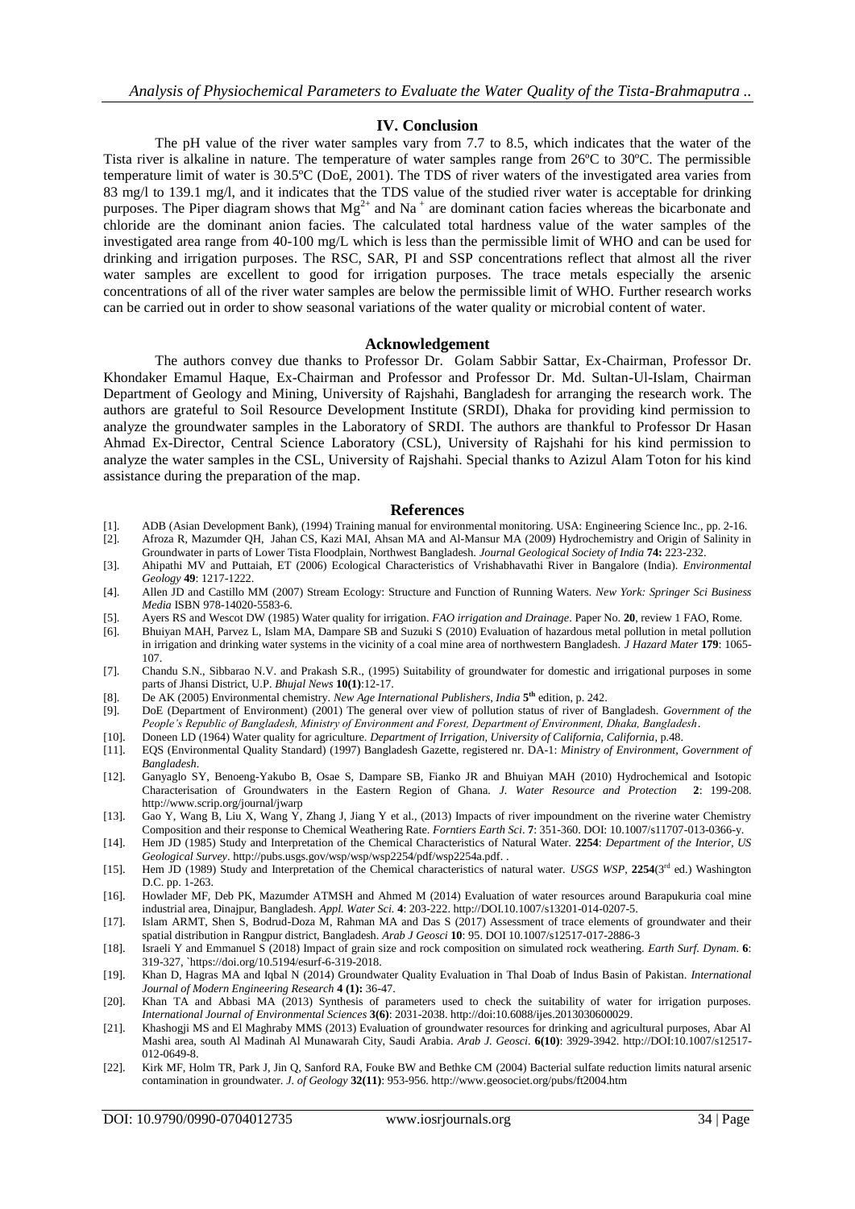## IV. Conclusion

The pH value of the river water samples vary from 7.7 to 8.5, which indicates that the water of the Tista river is alkaline in nature. The temperature of water samples range from 26ºC to 30ºC. The permissible temperature limit of water is 30.5ºC (DoE, 2001). The TDS of river waters of the investigated area varies from 83 mg/l to 139.1 mg/l, and it indicates that the TDS value of the studied river water is acceptable for drinking purposes. The Piper diagram shows that $Mg^{2+}$ and $Na^{+}$ are dominant cation facies whereas the bicarbonate and chloride are the dominant anion facies. The calculated total hardness value of the water samples of the investigated area range from 40-100 mg/L which is less than the permissible limit of WHO and can be used for drinking and irrigation purposes. The RSC, SAR, PI and SSP concentrations reflect that almost all the river water samples are excellent to good for irrigation purposes. The trace metals especially the arsenic concentrations of all of the river water samples are below the permissible limit of WHO. Further research works can be carried out in order to show seasonal variations of the water quality or microbial content of water.

## Acknowledgement

The authors convey due thanks to Professor Dr. Golam Sabbir Sattar, Ex-Chairman, Professor Dr. Khondaker Emamul Haque, Ex-Chairman and Professor and Professor Dr. Md. Sultan-Ul-Islam, Chairman Department of Geology and Mining, University of Rajshahi, Bangladesh for arranging the research work. The authors are grateful to Soil Resource Development Institute (SRDI), Dhaka for providing kind permission to analyze the groundwater samples in the Laboratory of SRDI. The authors are thankful to Professor Dr Hasan Ahmad Ex-Director, Central Science Laboratory (CSL), University of Rajshahi for his kind permission to analyze the water samples in the CSL, University of Rajshahi. Special thanks to Azizul Alam Toton for his kind assistance during the preparation of the map.

## References

[1]. ADB (Asian Development Bank), (1994) Training manual for environmental monitoring. USA: Engineering Science Inc., pp. 2-16.

[2]. Afroza R, Mazumder QH, Jahan CS, Kazi MAI, Ahsan MA and Al-Mansur MA (2009) Hydrochemistry and Origin of Salinity in Groundwater in parts of Lower Tista Floodplain, Northwest Bangladesh. *Journal Geological Society of India* **74:** 223-232.

[3]. Ahipathi MV and Puttaiah, ET (2006) Ecological Characteristics of Vrishabhavathi River in Bangalore (India). *Environmental Geology* **49**: 1217-1222.

[4]. Allen JD and Castillo MM (2007) Stream Ecology: Structure and Function of Running Waters. *New York: Springer Sci Business Media* ISBN 978-14020-5583-6.

[5]. Ayers RS and Wescot DW (1985) Water quality for irrigation. *FAO irrigation and Drainage*. Paper No. **20**, review 1 FAO, Rome.

[6]. Bhuiyan MAH, Parvez L, Islam MA, Dampare SB and Suzuki S (2010) Evaluation of hazardous metal pollution in metal pollution in irrigation and drinking water systems in the vicinity of a coal mine area of northwestern Bangladesh. *J Hazard Mater* **179**: 1065-107.

[7]. Chandu S.N., Sibbarao N.V. and Prakash S.R., (1995) Suitability of groundwater for domestic and irrigational purposes in some parts of Jhansi District, U.P. *Bhujal News* **10(1)**:12-17.

[8]. De AK (2005) Environmental chemistry. *New Age International Publishers, India* **5th** edition, p. 242.

[9]. DoE (Department of Environment) (2001) The general over view of pollution status of river of Bangladesh. *Government of the People's Republic of Bangladesh, Ministry of Environment and Forest, Department of Environment, Dhaka, Bangladesh*.

[10]. Doneen LD (1964) Water quality for agriculture. *Department of Irrigation, University of California, California*, p.48.

[11]. EQS (Environmental Quality Standard) (1997) Bangladesh Gazette, registered nr. DA-1: *Ministry of Environment, Government of Bangladesh*.

[12]. Ganyaglo SY, Benoeng-Yakubo B, Osae S, Dampare SB, Fianko JR and Bhuiyan MAH (2010) Hydrochemical and Isotopic Characterisation of Groundwaters in the Eastern Region of Ghana. *J. Water Resource and Protection* **2**: 199-208. http://www.scrip.org/journal/jwarp

[13]. Gao Y, Wang B, Liu X, Wang Y, Zhang J, Jiang Y et al., (2013) Impacts of river impoundment on the riverine water Chemistry Composition and their response to Chemical Weathering Rate. *Forntiers Earth Sci*. **7**: 351-360. DOI: 10.1007/s11707-013-0366-y.

[14]. Hem JD (1985) Study and Interpretation of the Chemical Characteristics of Natural Water. **2254**: *Department of the Interior, US Geological Survey*. http://pubs.usgs.gov/wsp/wsp/wsp2254/pdf/wsp2254a.pdf. .

[15]. Hem JD (1989) Study and Interpretation of the Chemical characteristics of natural water. *USGS WSP*, **2254**(3rd ed.) Washington D.C. pp. 1-263.

[16]. Howlader MF, Deb PK, Mazumder ATMSH and Ahmed M (2014) Evaluation of water resources around Barapukuria coal mine industrial area, Dinajpur, Bangladesh. *Appl. Water Sci.* **4**: 203-222. http://DOI.10.1007/s13201-014-0207-5.

[17]. Islam ARMT, Shen S, Bodrud-Doza M, Rahman MA and Das S (2017) Assessment of trace elements of groundwater and their spatial distribution in Rangpur district, Bangladesh. *Arab J Geosci* **10**: 95. DOI 10.1007/s12517-017-2886-3

[18]. Israeli Y and Emmanuel S (2018) Impact of grain size and rock composition on simulated rock weathering. *Earth Surf. Dynam.* **6**: 319-327, `https://doi.org/10.5194/esurf-6-319-2018.

[19]. Khan D, Hagras MA and Iqbal N (2014) Groundwater Quality Evaluation in Thal Doab of Indus Basin of Pakistan. *International Journal of Modern Engineering Research* **4 (1):** 36-47.

[20]. Khan TA and Abbasi MA (2013) Synthesis of parameters used to check the suitability of water for irrigation purposes. *International Journal of Environmental Sciences* **3(6)**: 2031-2038. http://doi:10.6088/ijes.2013030600029.

[21]. Khashogji MS and El Maghraby MMS (2013) Evaluation of groundwater resources for drinking and agricultural purposes, Abar Al Mashi area, south Al Madinah Al Munawarah City, Saudi Arabia. *Arab J. Geosci*. **6(10)**: 3929-3942. http://DOI:10.1007/s12517-012-0649-8.

[22]. Kirk MF, Holm TR, Park J, Jin Q, Sanford RA, Fouke BW and Bethke CM (2004) Bacterial sulfate reduction limits natural arsenic contamination in groundwater. *J. of Geology* **32(11)**: 953-956. http://www.geosociet.org/pubs/ft2004.htm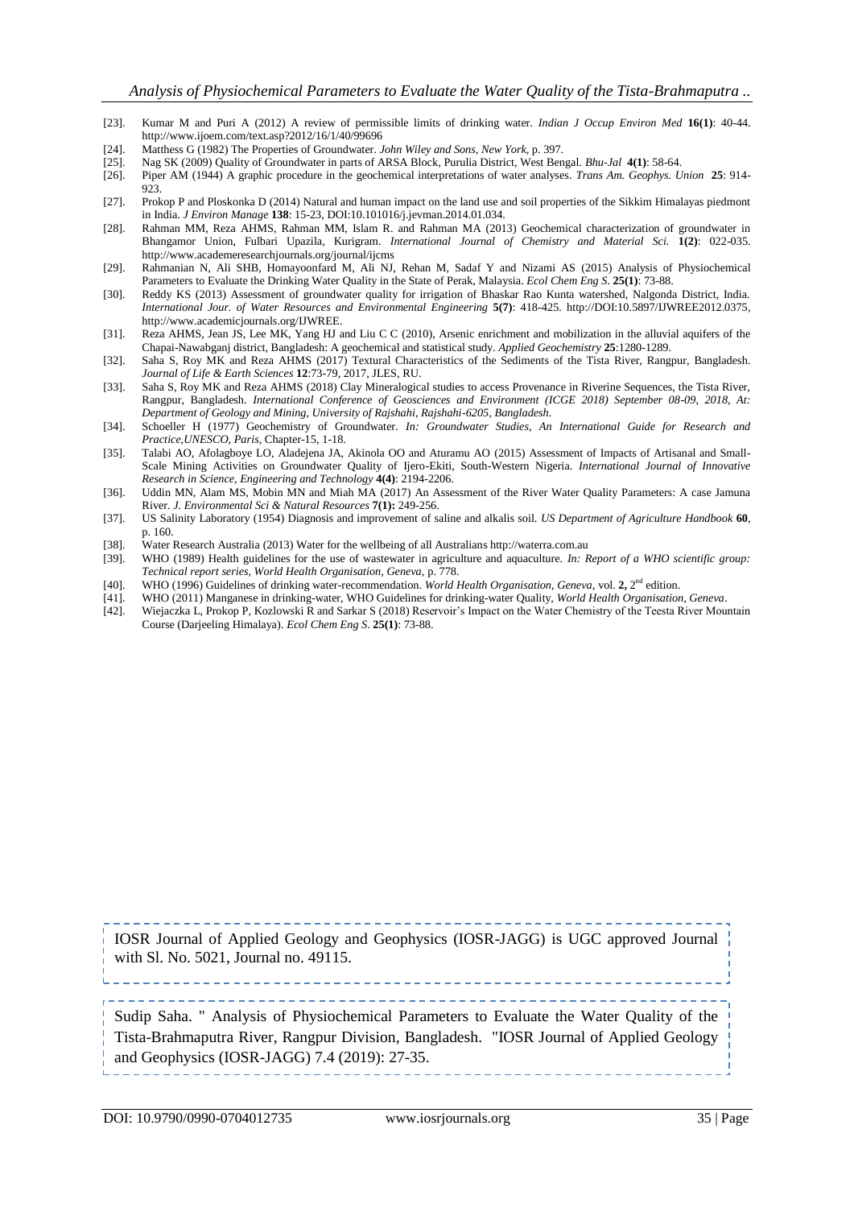[23]. Kumar M and Puri A (2012) A review of permissible limits of drinking water. *Indian J Occup Environ Med* **16(1)**: 40-44. http://www.ijoem.com/text.asp?2012/16/1/40/99696

[24]. Matthess G (1982) The Properties of Groundwater. *John Wiley and Sons, New York*, p. 397.

[25]. Nag SK (2009) Quality of Groundwater in parts of ARSA Block, Purulia District, West Bengal. *Bhu-Jal* **4(1)**: 58-64.

[26]. Piper AM (1944) A graphic procedure in the geochemical interpretations of water analyses. *Trans Am. Geophys. Union* **25**: 914-923.

[27]. Prokop P and Ploskonka D (2014) Natural and human impact on the land use and soil properties of the Sikkim Himalayas piedmont in India. *J Environ Manage* **138**: 15-23, DOI:10.101016/j.jevman.2014.01.034.

[28]. Rahman MM, Reza AHMS, Rahman MM, Islam R. and Rahman MA (2013) Geochemical characterization of groundwater in Bhangamor Union, Fulbari Upazila, Kurigram. *International Journal of Chemistry and Material Sci.* **1(2)**: 022-035. http://www.academeresearchjournals.org/journal/ijcms

[29]. Rahmanian N, Ali SHB, Homayoonfard M, Ali NJ, Rehan M, Sadaf Y and Nizami AS (2015) Analysis of Physiochemical Parameters to Evaluate the Drinking Water Quality in the State of Perak, Malaysia. *Ecol Chem Eng S*. **25(1)**: 73-88.

[30]. Reddy KS (2013) Assessment of groundwater quality for irrigation of Bhaskar Rao Kunta watershed, Nalgonda District, India. *International Jour. of Water Resources and Environmental Engineering* **5(7)**: 418-425. http://DOI:10.5897/IJWREE2012.0375, http://www.academicjournals.org/IJWREE.

[31]. Reza AHMS, Jean JS, Lee MK, Yang HJ and Liu C C (2010), Arsenic enrichment and mobilization in the alluvial aquifers of the Chapai-Nawabganj district, Bangladesh: A geochemical and statistical study. *Applied Geochemistry* **25**:1280-1289.

[32]. Saha S, Roy MK and Reza AHMS (2017) Textural Characteristics of the Sediments of the Tista River, Rangpur, Bangladesh. *Journal of Life & Earth Sciences* **12**:73-79, 2017, JLES, RU.

[33]. Saha S, Roy MK and Reza AHMS (2018) Clay Mineralogical studies to access Provenance in Riverine Sequences, the Tista River, Rangpur, Bangladesh. *International Conference of Geosciences and Environment (ICGE 2018) September 08-09, 2018, At: Department of Geology and Mining, University of Rajshahi, Rajshahi-6205, Bangladesh*.

[34]. Schoeller H (1977) Geochemistry of Groundwater. *In: Groundwater Studies, An International Guide for Research and Practice,UNESCO, Paris*, Chapter-15, 1-18.

[35]. Talabi AO, Afolagboye LO, Aladejena JA, Akinola OO and Aturamu AO (2015) Assessment of Impacts of Artisanal and Small-Scale Mining Activities on Groundwater Quality of Ijero-Ekiti, South-Western Nigeria. *International Journal of Innovative Research in Science, Engineering and Technology* **4(4)**: 2194-2206.

[36]. Uddin MN, Alam MS, Mobin MN and Miah MA (2017) An Assessment of the River Water Quality Parameters: A case Jamuna River. *J. Environmental Sci & Natural Resources* **7(1):** 249-256.

[37]. US Salinity Laboratory (1954) Diagnosis and improvement of saline and alkalis soil. *US Department of Agriculture Handbook* **60**, p. 160.

[38]. Water Research Australia (2013) Water for the wellbeing of all Australians http://waterra.com.au

[39]. WHO (1989) Health guidelines for the use of wastewater in agriculture and aquaculture. *In: Report of a WHO scientific group: Technical report series, World Health Organisation, Geneva*, p. 778.

[40]. WHO (1996) Guidelines of drinking water-recommendation. *World Health Organisation, Geneva*, vol. **2,** 2nd edition.

[41]. WHO (2011) Manganese in drinking-water, WHO Guidelines for drinking-water Quality, *World Health Organisation, Geneva*.

[42]. Wiejaczka L, Prokop P, Kozlowski R and Sarkar S (2018) Reservoir's Impact on the Water Chemistry of the Teesta River Mountain Course (Darjeeling Himalaya). *Ecol Chem Eng S*. **25(1)**: 73-88.

IOSR Journal of Applied Geology and Geophysics (IOSR-JAGG) is UGC approved Journal with Sl. No. 5021, Journal no. 49115.

Sudip Saha. " Analysis of Physiochemical Parameters to Evaluate the Water Quality of the Tista-Brahmaputra River, Rangpur Division, Bangladesh. "IOSR Journal of Applied Geology and Geophysics (IOSR-JAGG) 7.4 (2019): 27-35.